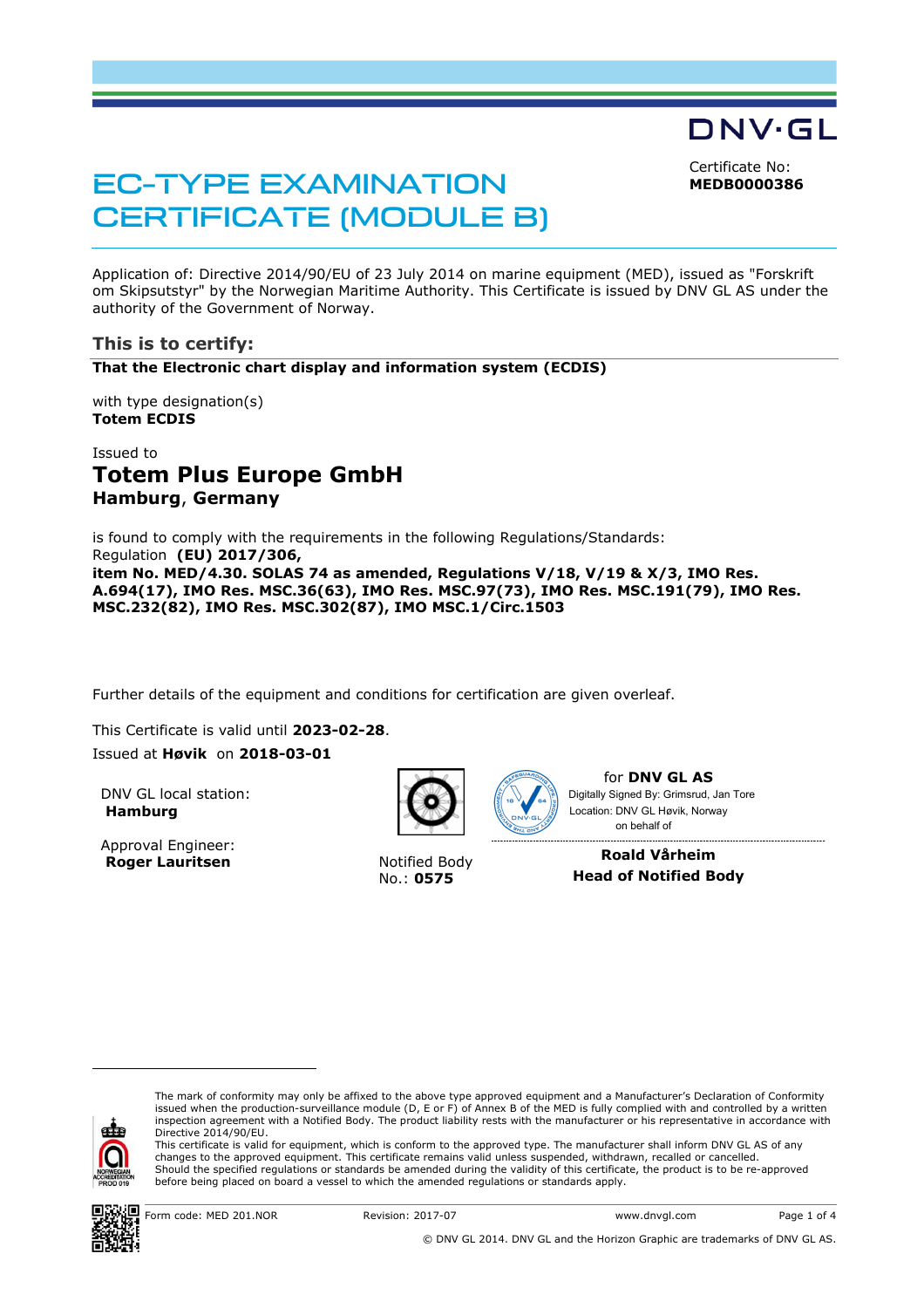DNV·GL

# EC-TYPE EXAMINATION CERTIFICATE (MODULE B)

Certificate No:
**MEDB0000386**

Application of: Directive 2014/90/EU of 23 July 2014 on marine equipment (MED), issued as "Forskrift om Skipsutstyr" by the Norwegian Maritime Authority. This Certificate is issued by DNV GL AS under the authority of the Government of Norway.

## This is to certify:

**That the Electronic chart display and information system (ECDIS)**

with type designation(s)
**Totem ECDIS**

Issued to
## Totem Plus Europe GmbH
### Hamburg, Germany

is found to comply with the requirements in the following Regulations/Standards:
Regulation **(EU) 2017/306,**
**item No. MED/4.30. SOLAS 74 as amended, Regulations V/18, V/19 & X/3, IMO Res. A.694(17), IMO Res. MSC.36(63), IMO Res. MSC.97(73), IMO Res. MSC.191(79), IMO Res. MSC.232(82), IMO Res. MSC.302(87), IMO MSC.1/Circ.1503**

Further details of the equipment and conditions for certification are given overleaf.

This Certificate is valid until **2023-02-28**.
Issued at **Høvik** on **2018-03-01**

DNV GL local station:
**Hamburg**

Approval Engineer:
**Roger Lauritsen**

Notified Body
No.: **0575**

for **DNV GL AS**
Digitally Signed By: Grimsrud, Jan Tore
Location: DNV GL Høvik, Norway
on behalf of

**Roald Vårheim**
**Head of Notified Body**

The mark of conformity may only be affixed to the above type approved equipment and a Manufacturer's Declaration of Conformity issued when the production-surveillance module (D, E or F) of Annex B of the MED is fully complied with and controlled by a written inspection agreement with a Notified Body. The product liability rests with the manufacturer or his representative in accordance with Directive 2014/90/EU.
This certificate is valid for equipment, which is conform to the approved type. The manufacturer shall inform DNV GL AS of any changes to the approved equipment. This certificate remains valid unless suspended, withdrawn, recalled or cancelled.
Should the specified regulations or standards be amended during the validity of this certificate, the product is to be re-approved before being placed on board a vessel to which the amended regulations or standards apply.

NORWEGIAN ACCREDITATION PROD 019

Form code: MED 201.NOR Revision: 2017-07 www.dnvgl.com

© DNV GL 2014. DNV GL and the Horizon Graphic are trademarks of DNV GL AS.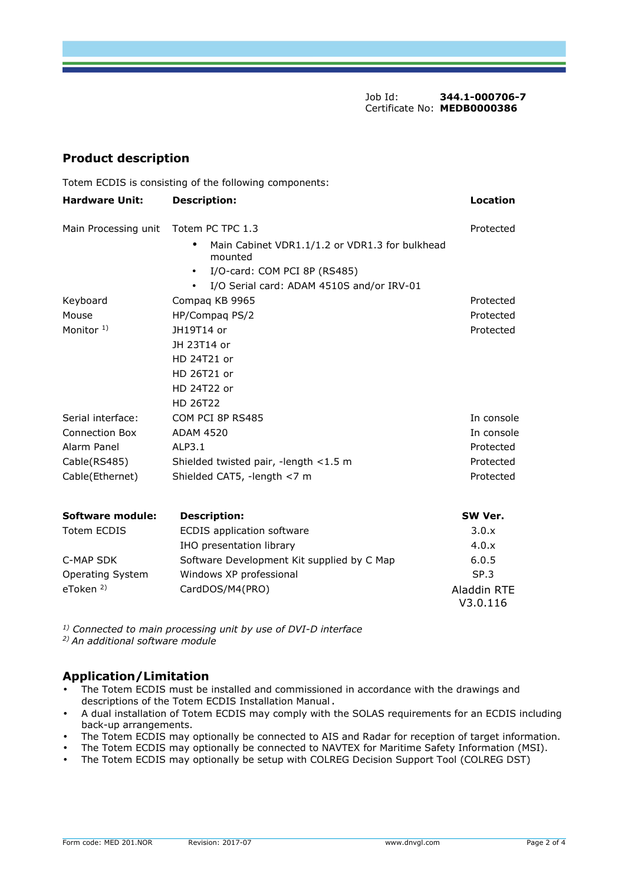Job Id: **344.1-000706-7**
Certificate No: **MEDB0000386**

## Product description

Totem ECDIS is consisting of the following components:

| **Hardware Unit:** | **Description:** | **Location** |
|---|---|---|
| Main Processing unit | Totem PC TPC 1.3<br>• Main Cabinet VDR1.1/1.2 or VDR1.3 for bulkhead mounted<br>• I/O-card: COM PCI 8P (RS485)<br>• I/O Serial card: ADAM 4510S and/or IRV-01 | Protected |
| Keyboard | Compaq KB 9965 | Protected |
| Mouse | HP/Compaq PS/2 | Protected |
| Monitor [1] | JH19T14 or<br>JH 23T14 or<br>HD 24T21 or<br>HD 26T21 or<br>HD 24T22 or<br>HD 26T22 | Protected |
| Serial interface: | COM PCI 8P RS485 | In console |
| Connection Box | ADAM 4520 | In console |
| Alarm Panel | ALP3.1 | Protected |
| Cable(RS485) | Shielded twisted pair, -length <1.5 m | Protected |
| Cable(Ethernet) | Shielded CAT5, -length <7 m | Protected |

| **Software module:** | **Description:** | **SW Ver.** |
|---|---|---|
| Totem ECDIS | ECDIS application software | 3.0.x |
| | IHO presentation library | 4.0.x |
| C-MAP SDK | Software Development Kit supplied by C Map | 6.0.5 |
| Operating System | Windows XP professional | SP.3 |
| eToken [2] | CardDOS/M4(PRO) | Aladdin RTE V3.0.116 |

*[1] Connected to main processing unit by use of DVI-D interface*
*[2] An additional software module*

## Application/Limitation

- The Totem ECDIS must be installed and commissioned in accordance with the drawings and descriptions of the Totem ECDIS Installation Manual.
- A dual installation of Totem ECDIS may comply with the SOLAS requirements for an ECDIS including back-up arrangements.
- The Totem ECDIS may optionally be connected to AIS and Radar for reception of target information.
- The Totem ECDIS may optionally be connected to NAVTEX for Maritime Safety Information (MSI).
- The Totem ECDIS may optionally be setup with COLREG Decision Support Tool (COLREG DST)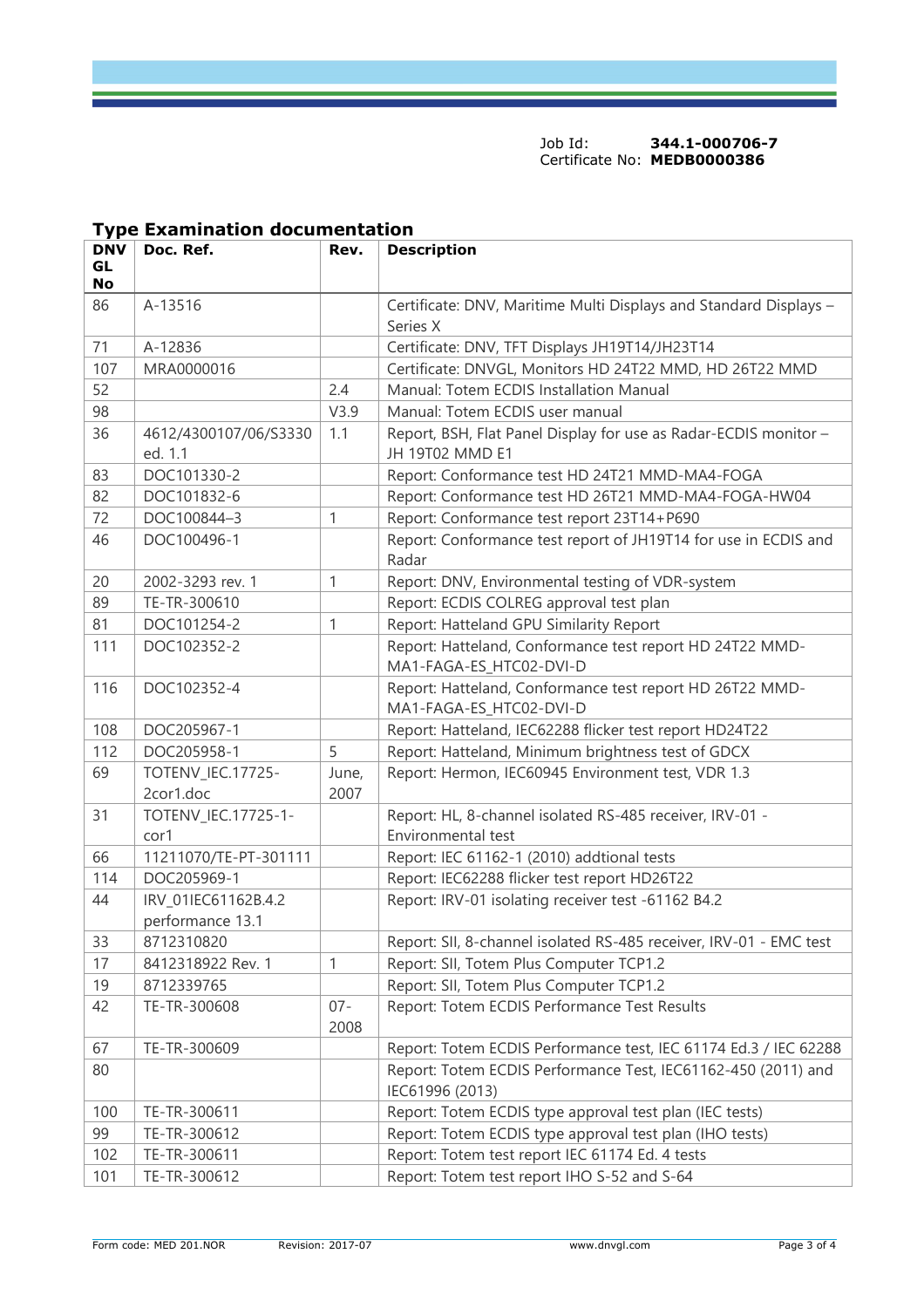Job Id: **344.1-000706-7**
Certificate No: **MEDB0000386**

## Type Examination documentation

| DNV GL No | Doc. Ref. | Rev. | Description |
|---|---|---|---|
| 86 | A-13516 | | Certificate: DNV, Maritime Multi Displays and Standard Displays – Series X |
| 71 | A-12836 | | Certificate: DNV, TFT Displays JH19T14/JH23T14 |
| 107 | MRA0000016 | | Certificate: DNVGL, Monitors HD 24T22 MMD, HD 26T22 MMD |
| 52 | | 2.4 | Manual: Totem ECDIS Installation Manual |
| 98 | | V3.9 | Manual: Totem ECDIS user manual |
| 36 | 4612/4300107/06/S3330 ed. 1.1 | 1.1 | Report, BSH, Flat Panel Display for use as Radar-ECDIS monitor – JH 19T02 MMD E1 |
| 83 | DOC101330-2 | | Report: Conformance test HD 24T21 MMD-MA4-FOGA |
| 82 | DOC101832-6 | | Report: Conformance test HD 26T21 MMD-MA4-FOGA-HW04 |
| 72 | DOC100844–3 | 1 | Report: Conformance test report 23T14+P690 |
| 46 | DOC100496-1 | | Report: Conformance test report of JH19T14 for use in ECDIS and Radar |
| 20 | 2002-3293 rev. 1 | 1 | Report: DNV, Environmental testing of VDR-system |
| 89 | TE-TR-300610 | | Report: ECDIS COLREG approval test plan |
| 81 | DOC101254-2 | 1 | Report: Hatteland GPU Similarity Report |
| 111 | DOC102352-2 | | Report: Hatteland, Conformance test report HD 24T22 MMD-MA1-FAGA-ES_HTC02-DVI-D |
| 116 | DOC102352-4 | | Report: Hatteland, Conformance test report HD 26T22 MMD-MA1-FAGA-ES_HTC02-DVI-D |
| 108 | DOC205967-1 | | Report: Hatteland, IEC62288 flicker test report HD24T22 |
| 112 | DOC205958-1 | 5 | Report: Hatteland, Minimum brightness test of GDCX |
| 69 | TOTENV_IEC.17725-2cor1.doc | June, 2007 | Report: Hermon, IEC60945 Environment test, VDR 1.3 |
| 31 | TOTENV_IEC.17725-1-cor1 | | Report: HL, 8-channel isolated RS-485 receiver, IRV-01 - Environmental test |
| 66 | 11211070/TE-PT-301111 | | Report: IEC 61162-1 (2010) addtional tests |
| 114 | DOC205969-1 | | Report: IEC62288 flicker test report HD26T22 |
| 44 | IRV_01IEC61162B.4.2 performance 13.1 | | Report: IRV-01 isolating receiver test -61162 B4.2 |
| 33 | 8712310820 | | Report: SII, 8-channel isolated RS-485 receiver, IRV-01 - EMC test |
| 17 | 8412318922 Rev. 1 | 1 | Report: SII, Totem Plus Computer TCP1.2 |
| 19 | 8712339765 | | Report: SII, Totem Plus Computer TCP1.2 |
| 42 | TE-TR-300608 | 07-2008 | Report: Totem ECDIS Performance Test Results |
| 67 | TE-TR-300609 | | Report: Totem ECDIS Performance test, IEC 61174 Ed.3 / IEC 62288 |
| 80 | | | Report: Totem ECDIS Performance Test, IEC61162-450 (2011) and IEC61996 (2013) |
| 100 | TE-TR-300611 | | Report: Totem ECDIS type approval test plan (IEC tests) |
| 99 | TE-TR-300612 | | Report: Totem ECDIS type approval test plan (IHO tests) |
| 102 | TE-TR-300611 | | Report: Totem test report IEC 61174 Ed. 4 tests |
| 101 | TE-TR-300612 | | Report: Totem test report IHO S-52 and S-64 |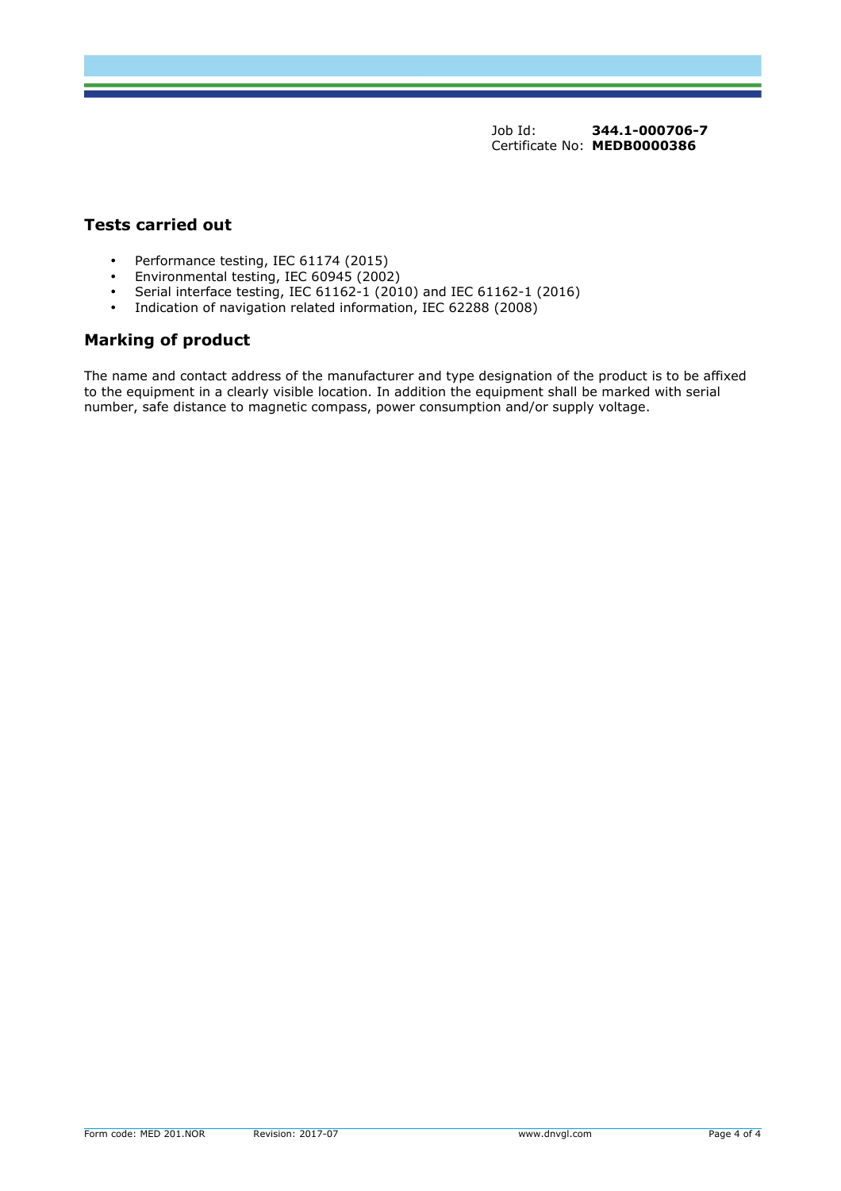Job Id: **344.1-000706-7**
Certificate No: **MEDB0000386**

## Tests carried out

- Performance testing, IEC 61174 (2015)
- Environmental testing, IEC 60945 (2002)
- Serial interface testing, IEC 61162-1 (2010) and IEC 61162-1 (2016)
- Indication of navigation related information, IEC 62288 (2008)

## Marking of product

The name and contact address of the manufacturer and type designation of the product is to be affixed to the equipment in a clearly visible location. In addition the equipment shall be marked with serial number, safe distance to magnetic compass, power consumption and/or supply voltage.